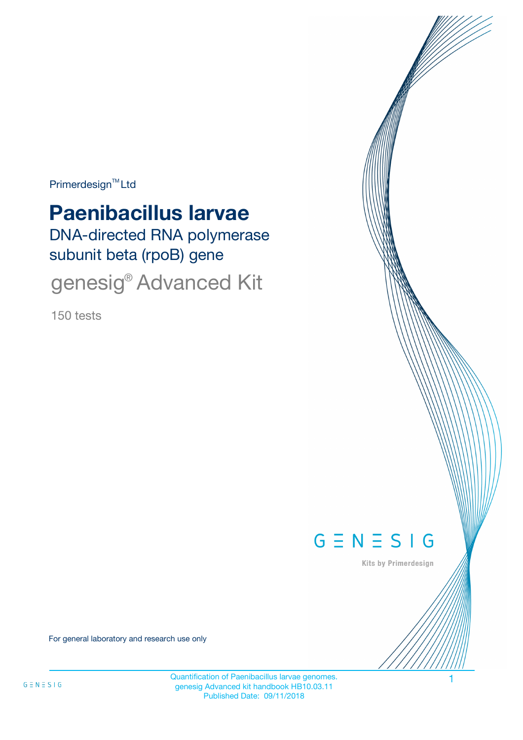Primerdesign™ Ltd

# Paenibacillus larvae

## DNA-directed RNA polymerase subunit beta (rpoB) gene

## genesig® Advanced Kit

150 tests

GENESIG

Kits by Primerdesign

For general laboratory and research use only

Quantification of Paenibacillus larvae genomes.
genesig Advanced kit handbook HB10.03.11
Published Date: 09/11/2018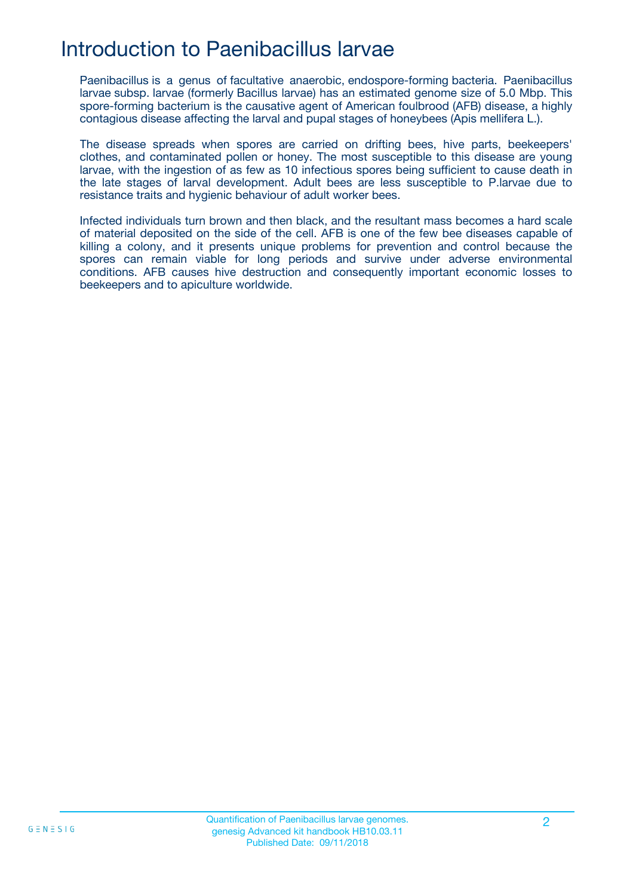# Introduction to Paenibacillus larvae

Paenibacillus is a genus of facultative anaerobic, endospore-forming bacteria. Paenibacillus larvae subsp. larvae (formerly Bacillus larvae) has an estimated genome size of 5.0 Mbp. This spore-forming bacterium is the causative agent of American foulbrood (AFB) disease, a highly contagious disease affecting the larval and pupal stages of honeybees (Apis mellifera L.).

The disease spreads when spores are carried on drifting bees, hive parts, beekeepers' clothes, and contaminated pollen or honey. The most susceptible to this disease are young larvae, with the ingestion of as few as 10 infectious spores being sufficient to cause death in the late stages of larval development. Adult bees are less susceptible to P.larvae due to resistance traits and hygienic behaviour of adult worker bees.

Infected individuals turn brown and then black, and the resultant mass becomes a hard scale of material deposited on the side of the cell. AFB is one of the few bee diseases capable of killing a colony, and it presents unique problems for prevention and control because the spores can remain viable for long periods and survive under adverse environmental conditions. AFB causes hive destruction and consequently important economic losses to beekeepers and to apiculture worldwide.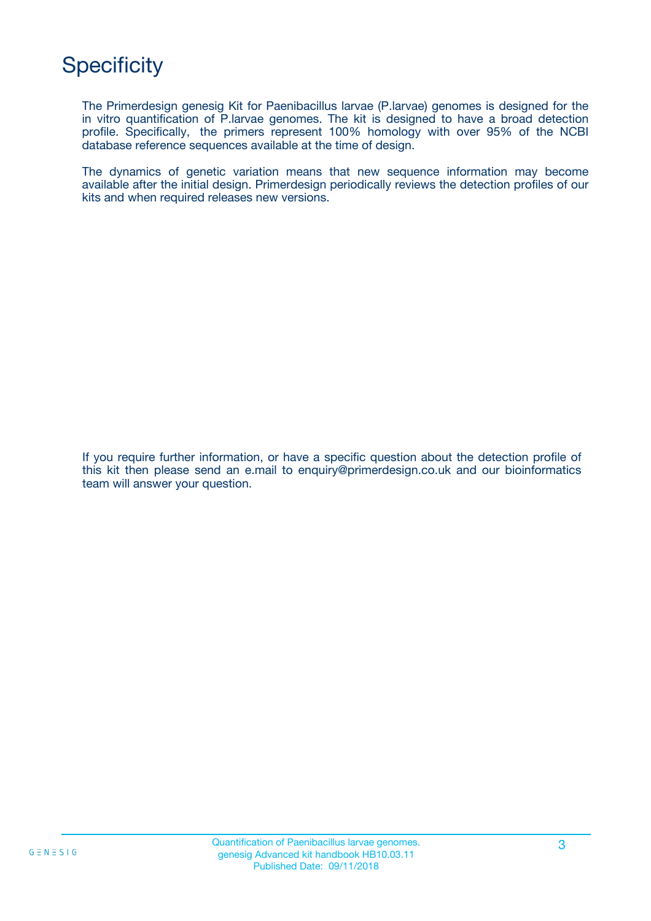# Specificity

The Primerdesign genesig Kit for Paenibacillus larvae (P.larvae) genomes is designed for the in vitro quantification of P.larvae genomes. The kit is designed to have a broad detection profile. Specifically, the primers represent 100% homology with over 95% of the NCBI database reference sequences available at the time of design.

The dynamics of genetic variation means that new sequence information may become available after the initial design. Primerdesign periodically reviews the detection profiles of our kits and when required releases new versions.

If you require further information, or have a specific question about the detection profile of this kit then please send an e.mail to enquiry@primerdesign.co.uk and our bioinformatics team will answer your question.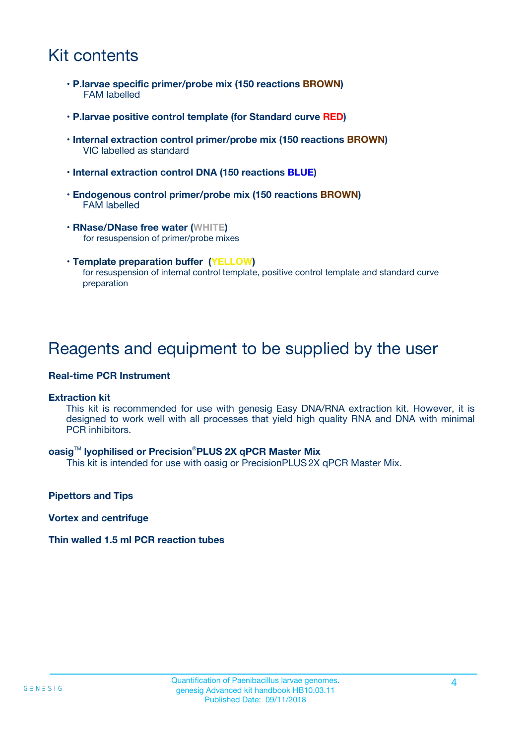# Kit contents

- **P.larvae specific primer/probe mix (150 reactions BROWN)**
  FAM labelled
- **P.larvae positive control template (for Standard curve RED)**
- **Internal extraction control primer/probe mix (150 reactions BROWN)**
  VIC labelled as standard
- **Internal extraction control DNA (150 reactions BLUE)**
- **Endogenous control primer/probe mix (150 reactions BROWN)**
  FAM labelled
- **RNase/DNase free water (WHITE)**
  for resuspension of primer/probe mixes
- **Template preparation buffer (YELLOW)**
  for resuspension of internal control template, positive control template and standard curve preparation

# Reagents and equipment to be supplied by the user

**Real-time PCR Instrument**

**Extraction kit**

This kit is recommended for use with genesig Easy DNA/RNA extraction kit. However, it is designed to work well with all processes that yield high quality RNA and DNA with minimal PCR inhibitors.

**oasig™ lyophilised or Precision®PLUS 2X qPCR Master Mix**

This kit is intended for use with oasig or PrecisionPLUS 2X qPCR Master Mix.

**Pipettors and Tips**

**Vortex and centrifuge**

**Thin walled 1.5 ml PCR reaction tubes**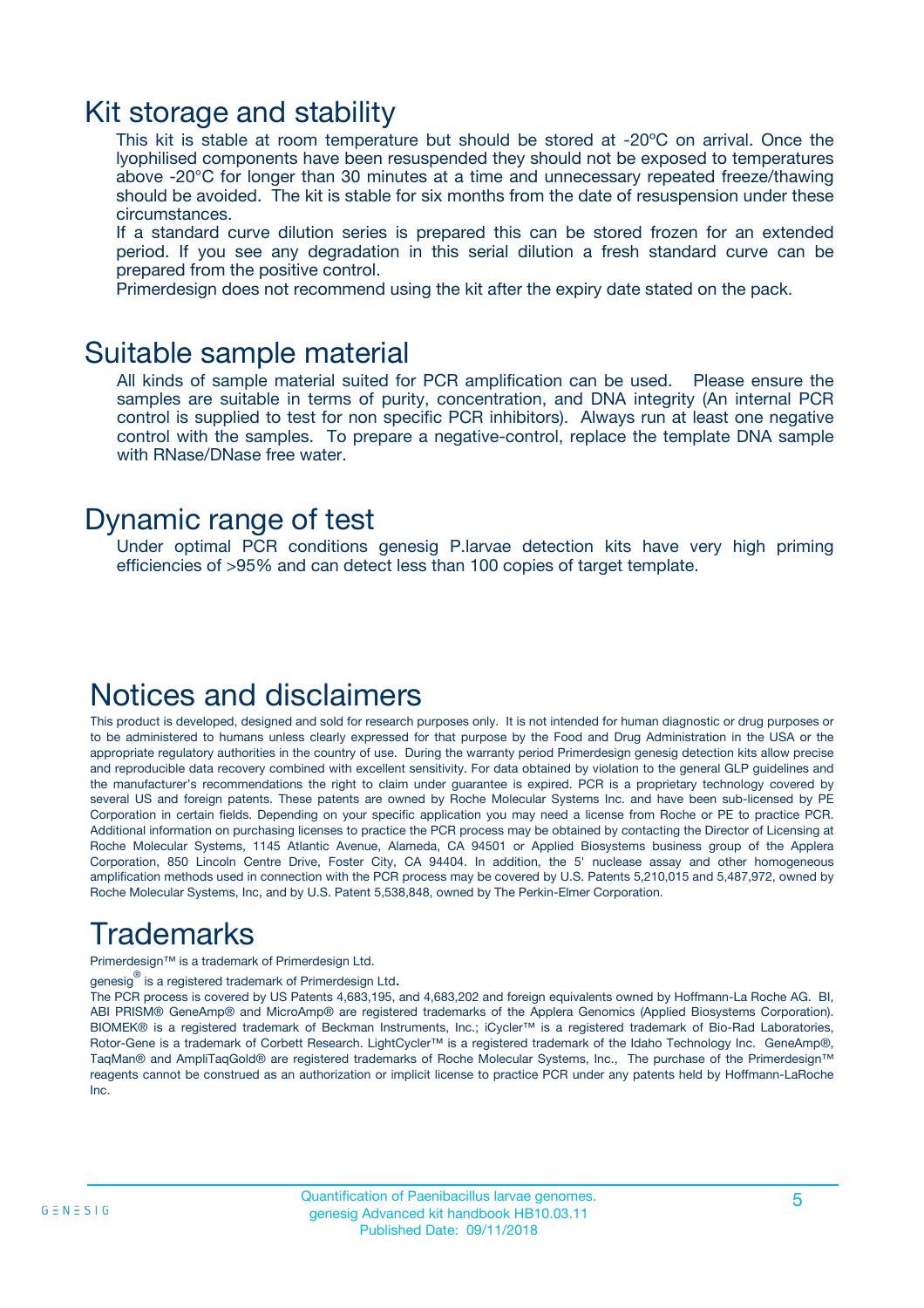## Kit storage and stability

This kit is stable at room temperature but should be stored at -20ºC on arrival. Once the lyophilised components have been resuspended they should not be exposed to temperatures above -20°C for longer than 30 minutes at a time and unnecessary repeated freeze/thawing should be avoided. The kit is stable for six months from the date of resuspension under these circumstances.

If a standard curve dilution series is prepared this can be stored frozen for an extended period. If you see any degradation in this serial dilution a fresh standard curve can be prepared from the positive control.

Primerdesign does not recommend using the kit after the expiry date stated on the pack.

## Suitable sample material

All kinds of sample material suited for PCR amplification can be used. Please ensure the samples are suitable in terms of purity, concentration, and DNA integrity (An internal PCR control is supplied to test for non specific PCR inhibitors). Always run at least one negative control with the samples. To prepare a negative-control, replace the template DNA sample with RNase/DNase free water.

## Dynamic range of test

Under optimal PCR conditions genesig P.larvae detection kits have very high priming efficiencies of >95% and can detect less than 100 copies of target template.

## Notices and disclaimers

This product is developed, designed and sold for research purposes only. It is not intended for human diagnostic or drug purposes or to be administered to humans unless clearly expressed for that purpose by the Food and Drug Administration in the USA or the appropriate regulatory authorities in the country of use. During the warranty period Primerdesign genesig detection kits allow precise and reproducible data recovery combined with excellent sensitivity. For data obtained by violation to the general GLP guidelines and the manufacturer's recommendations the right to claim under guarantee is expired. PCR is a proprietary technology covered by several US and foreign patents. These patents are owned by Roche Molecular Systems Inc. and have been sub-licensed by PE Corporation in certain fields. Depending on your specific application you may need a license from Roche or PE to practice PCR. Additional information on purchasing licenses to practice the PCR process may be obtained by contacting the Director of Licensing at Roche Molecular Systems, 1145 Atlantic Avenue, Alameda, CA 94501 or Applied Biosystems business group of the Applera Corporation, 850 Lincoln Centre Drive, Foster City, CA 94404. In addition, the 5' nuclease assay and other homogeneous amplification methods used in connection with the PCR process may be covered by U.S. Patents 5,210,015 and 5,487,972, owned by Roche Molecular Systems, Inc, and by U.S. Patent 5,538,848, owned by The Perkin-Elmer Corporation.

## Trademarks

Primerdesign™ is a trademark of Primerdesign Ltd.

genesig® is a registered trademark of Primerdesign Ltd.

The PCR process is covered by US Patents 4,683,195, and 4,683,202 and foreign equivalents owned by Hoffmann-La Roche AG. BI, ABI PRISM® GeneAmp® and MicroAmp® are registered trademarks of the Applera Genomics (Applied Biosystems Corporation). BIOMEK® is a registered trademark of Beckman Instruments, Inc.; iCycler™ is a registered trademark of Bio-Rad Laboratories, Rotor-Gene is a trademark of Corbett Research. LightCycler™ is a registered trademark of the Idaho Technology Inc. GeneAmp®, TaqMan® and AmpliTaqGold® are registered trademarks of Roche Molecular Systems, Inc., The purchase of the Primerdesign™ reagents cannot be construed as an authorization or implicit license to practice PCR under any patents held by Hoffmann-LaRoche Inc.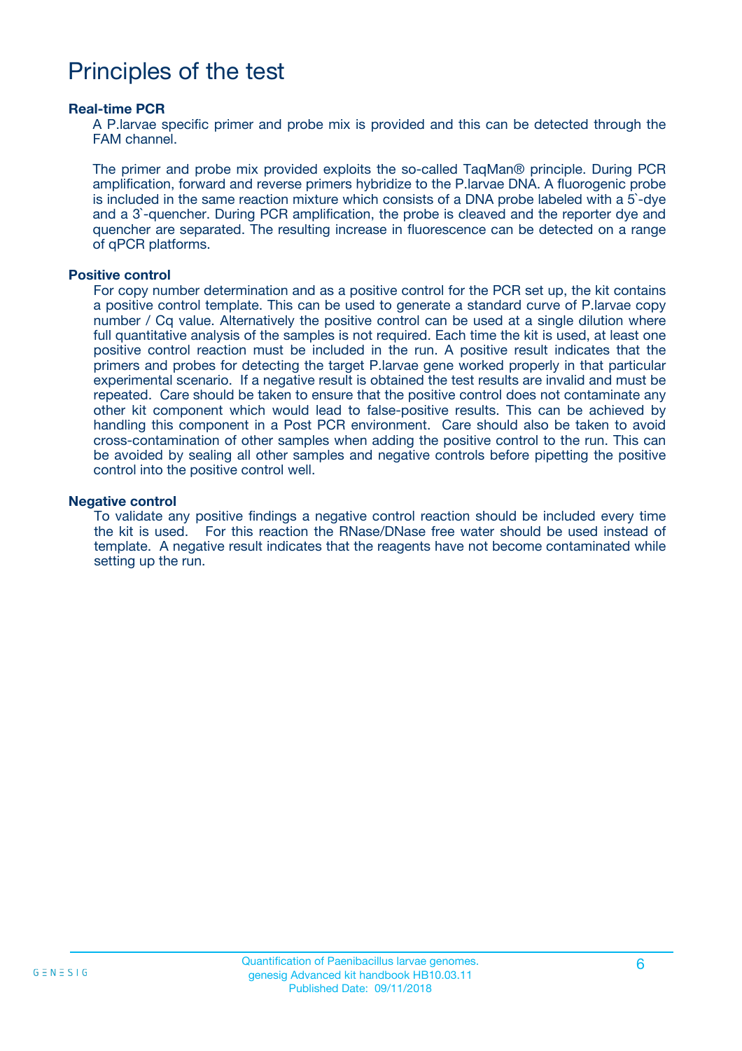# Principles of the test

### Real-time PCR

A P.larvae specific primer and probe mix is provided and this can be detected through the FAM channel.

The primer and probe mix provided exploits the so-called TaqMan® principle. During PCR amplification, forward and reverse primers hybridize to the P.larvae DNA. A fluorogenic probe is included in the same reaction mixture which consists of a DNA probe labeled with a 5`-dye and a 3`-quencher. During PCR amplification, the probe is cleaved and the reporter dye and quencher are separated. The resulting increase in fluorescence can be detected on a range of qPCR platforms.

### Positive control

For copy number determination and as a positive control for the PCR set up, the kit contains a positive control template. This can be used to generate a standard curve of P.larvae copy number / Cq value. Alternatively the positive control can be used at a single dilution where full quantitative analysis of the samples is not required. Each time the kit is used, at least one positive control reaction must be included in the run. A positive result indicates that the primers and probes for detecting the target P.larvae gene worked properly in that particular experimental scenario. If a negative result is obtained the test results are invalid and must be repeated. Care should be taken to ensure that the positive control does not contaminate any other kit component which would lead to false-positive results. This can be achieved by handling this component in a Post PCR environment. Care should also be taken to avoid cross-contamination of other samples when adding the positive control to the run. This can be avoided by sealing all other samples and negative controls before pipetting the positive control into the positive control well.

### Negative control

To validate any positive findings a negative control reaction should be included every time the kit is used. For this reaction the RNase/DNase free water should be used instead of template. A negative result indicates that the reagents have not become contaminated while setting up the run.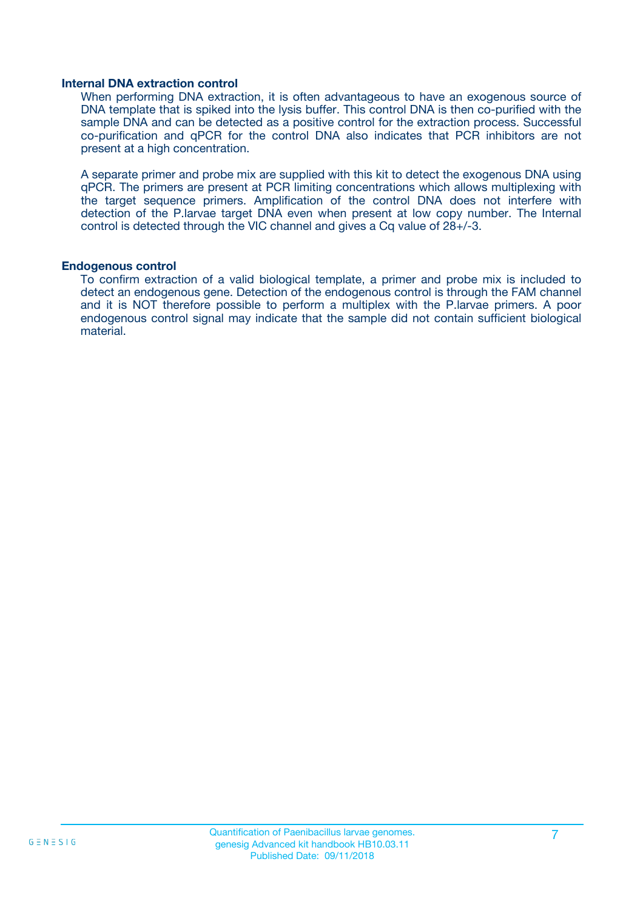### Internal DNA extraction control

When performing DNA extraction, it is often advantageous to have an exogenous source of DNA template that is spiked into the lysis buffer. This control DNA is then co-purified with the sample DNA and can be detected as a positive control for the extraction process. Successful co-purification and qPCR for the control DNA also indicates that PCR inhibitors are not present at a high concentration.

A separate primer and probe mix are supplied with this kit to detect the exogenous DNA using qPCR. The primers are present at PCR limiting concentrations which allows multiplexing with the target sequence primers. Amplification of the control DNA does not interfere with detection of the P.larvae target DNA even when present at low copy number. The Internal control is detected through the VIC channel and gives a Cq value of 28+/-3.

### Endogenous control

To confirm extraction of a valid biological template, a primer and probe mix is included to detect an endogenous gene. Detection of the endogenous control is through the FAM channel and it is NOT therefore possible to perform a multiplex with the P.larvae primers. A poor endogenous control signal may indicate that the sample did not contain sufficient biological material.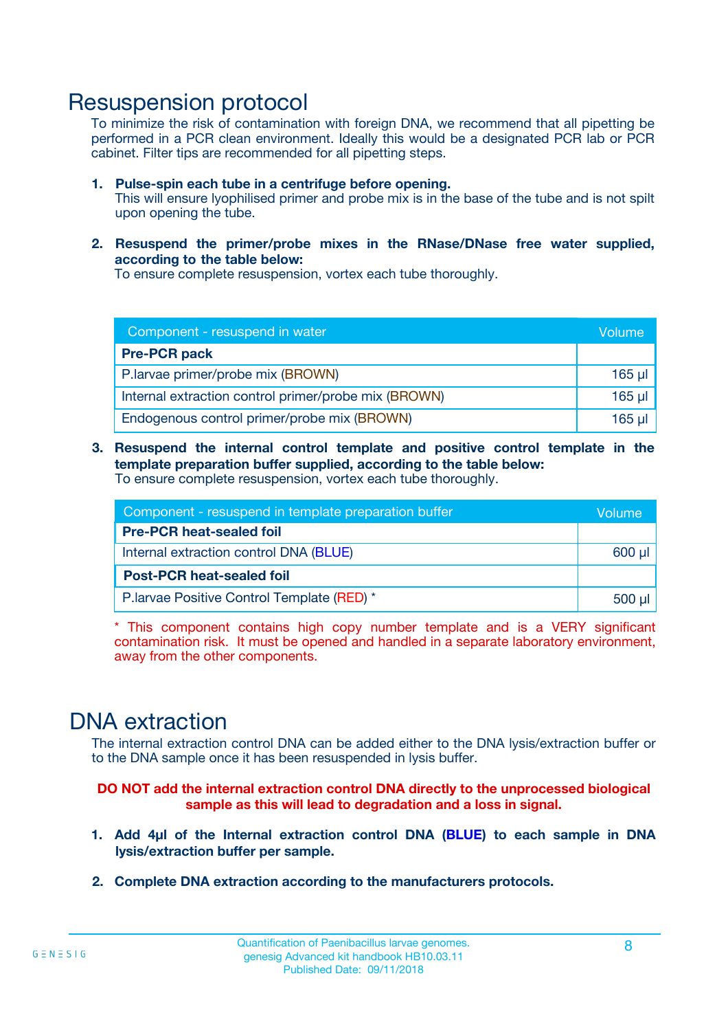# Resuspension protocol

To minimize the risk of contamination with foreign DNA, we recommend that all pipetting be performed in a PCR clean environment. Ideally this would be a designated PCR lab or PCR cabinet. Filter tips are recommended for all pipetting steps.

1. **Pulse-spin each tube in a centrifuge before opening.**
   This will ensure lyophilised primer and probe mix is in the base of the tube and is not spilt upon opening the tube.

2. **Resuspend the primer/probe mixes in the RNase/DNase free water supplied, according to the table below:**
   To ensure complete resuspension, vortex each tube thoroughly.

| Component - resuspend in water | Volume |
|---|---|
| **Pre-PCR pack** | |
| P.larvae primer/probe mix (BROWN) | 165 µl |
| Internal extraction control primer/probe mix (BROWN) | 165 µl |
| Endogenous control primer/probe mix (BROWN) | 165 µl |

3. **Resuspend the internal control template and positive control template in the template preparation buffer supplied, according to the table below:**
   To ensure complete resuspension, vortex each tube thoroughly.

| Component - resuspend in template preparation buffer | Volume |
|---|---|
| **Pre-PCR heat-sealed foil** | |
| Internal extraction control DNA (BLUE) | 600 µl |
| **Post-PCR heat-sealed foil** | |
| P.larvae Positive Control Template (RED) * | 500 µl |

* This component contains high copy number template and is a VERY significant contamination risk. It must be opened and handled in a separate laboratory environment, away from the other components.

# DNA extraction

The internal extraction control DNA can be added either to the DNA lysis/extraction buffer or to the DNA sample once it has been resuspended in lysis buffer.

**DO NOT add the internal extraction control DNA directly to the unprocessed biological sample as this will lead to degradation and a loss in signal.**

1. **Add 4µl of the Internal extraction control DNA (BLUE) to each sample in DNA lysis/extraction buffer per sample.**

2. **Complete DNA extraction according to the manufacturers protocols.**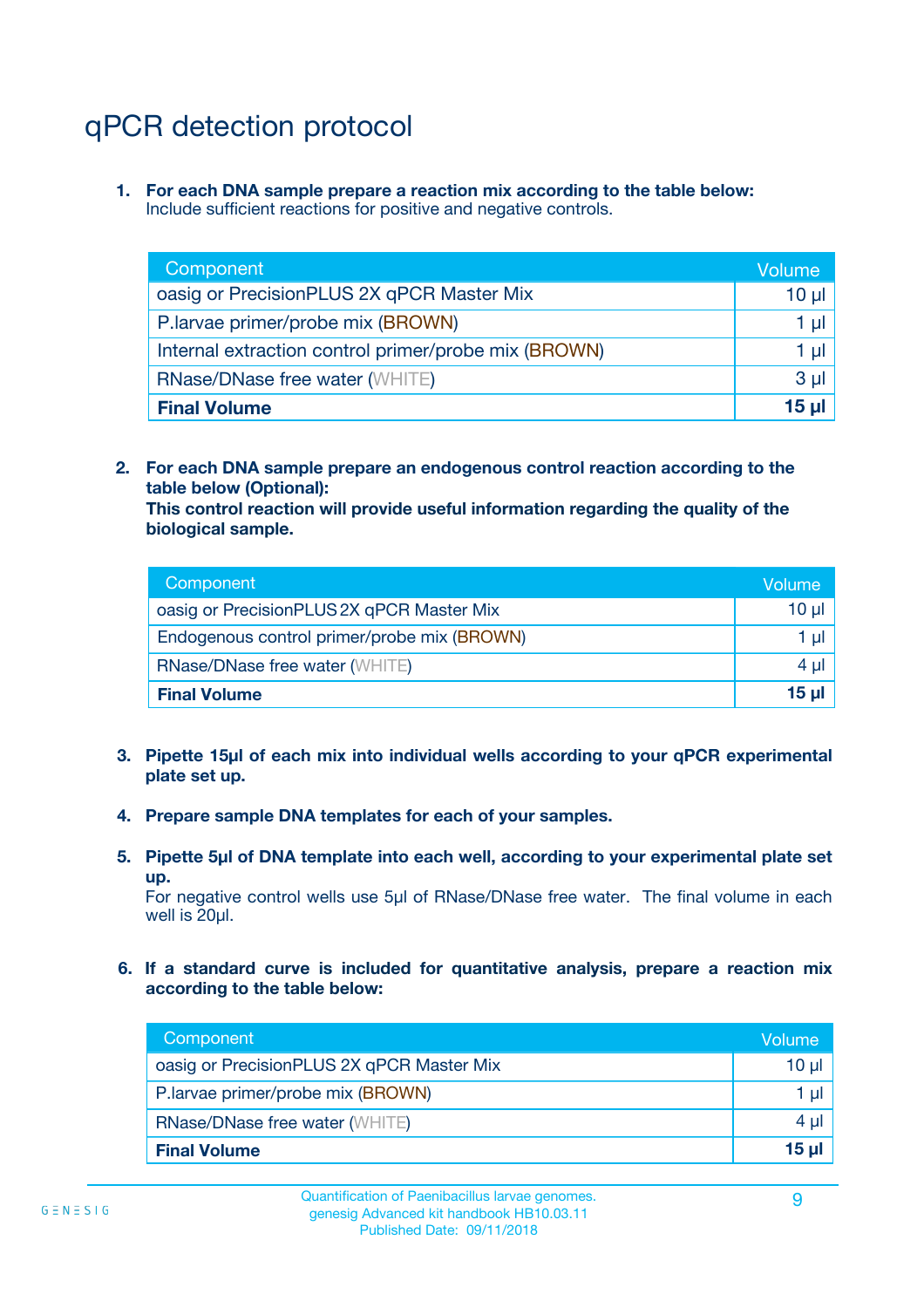# qPCR detection protocol

1. **For each DNA sample prepare a reaction mix according to the table below:**
   Include sufficient reactions for positive and negative controls.

| Component | Volume |
|---|---|
| oasig or PrecisionPLUS 2X qPCR Master Mix | 10 µl |
| P.larvae primer/probe mix (BROWN) | 1 µl |
| Internal extraction control primer/probe mix (BROWN) | 1 µl |
| RNase/DNase free water (WHITE) | 3 µl |
| **Final Volume** | **15 µl** |

2. **For each DNA sample prepare an endogenous control reaction according to the table below (Optional):**
   **This control reaction will provide useful information regarding the quality of the biological sample.**

| Component | Volume |
|---|---|
| oasig or PrecisionPLUS 2X qPCR Master Mix | 10 µl |
| Endogenous control primer/probe mix (BROWN) | 1 µl |
| RNase/DNase free water (WHITE) | 4 µl |
| **Final Volume** | **15 µl** |

3. **Pipette 15µl of each mix into individual wells according to your qPCR experimental plate set up.**

4. **Prepare sample DNA templates for each of your samples.**

5. **Pipette 5µl of DNA template into each well, according to your experimental plate set up.**
   For negative control wells use 5µl of RNase/DNase free water. The final volume in each well is 20µl.

6. **If a standard curve is included for quantitative analysis, prepare a reaction mix according to the table below:**

| Component | Volume |
|---|---|
| oasig or PrecisionPLUS 2X qPCR Master Mix | 10 µl |
| P.larvae primer/probe mix (BROWN) | 1 µl |
| RNase/DNase free water (WHITE) | 4 µl |
| **Final Volume** | **15 µl** |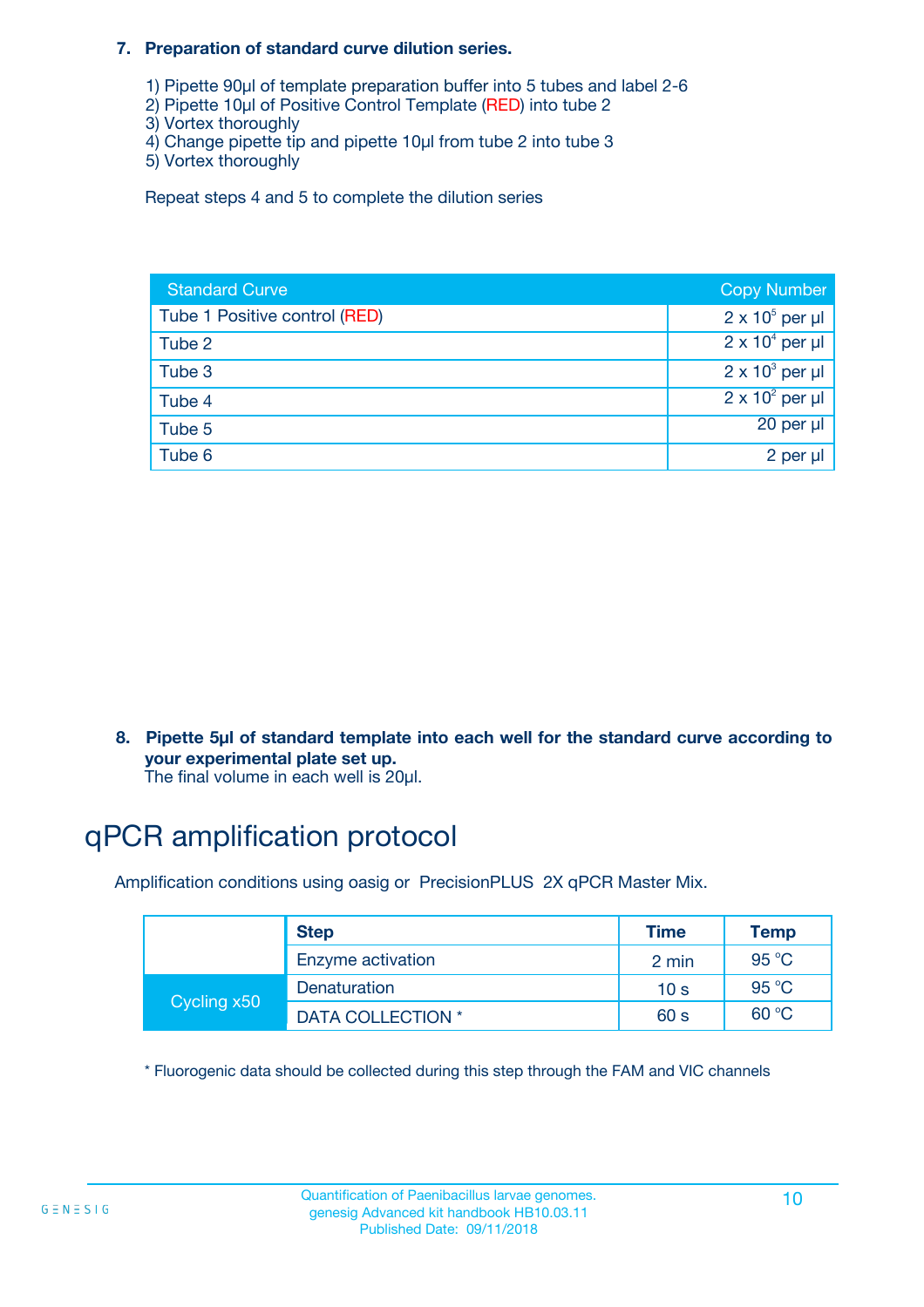7. **Preparation of standard curve dilution series.**

   1) Pipette 90µl of template preparation buffer into 5 tubes and label 2-6
   2) Pipette 10µl of Positive Control Template (RED) into tube 2
   3) Vortex thoroughly
   4) Change pipette tip and pipette 10µl from tube 2 into tube 3
   5) Vortex thoroughly

   Repeat steps 4 and 5 to complete the dilution series

| Standard Curve | Copy Number |
|---|---|
| Tube 1 Positive control (RED) | $2 \times 10^5$ per µl |
| Tube 2 | $2 \times 10^4$ per µl |
| Tube 3 | $2 \times 10^3$ per µl |
| Tube 4 | $2 \times 10^2$ per µl |
| Tube 5 | 20 per µl |
| Tube 6 | 2 per µl |

8. **Pipette 5µl of standard template into each well for the standard curve according to your experimental plate set up.**
   The final volume in each well is 20µl.

# qPCR amplification protocol

Amplification conditions using oasig or PrecisionPLUS 2X qPCR Master Mix.

| | Step | Time | Temp |
|---|---|---|---|
| | Enzyme activation | 2 min | 95 °C |
| Cycling x50 | Denaturation | 10 s | 95 °C |
| | DATA COLLECTION * | 60 s | 60 °C |

* Fluorogenic data should be collected during this step through the FAM and VIC channels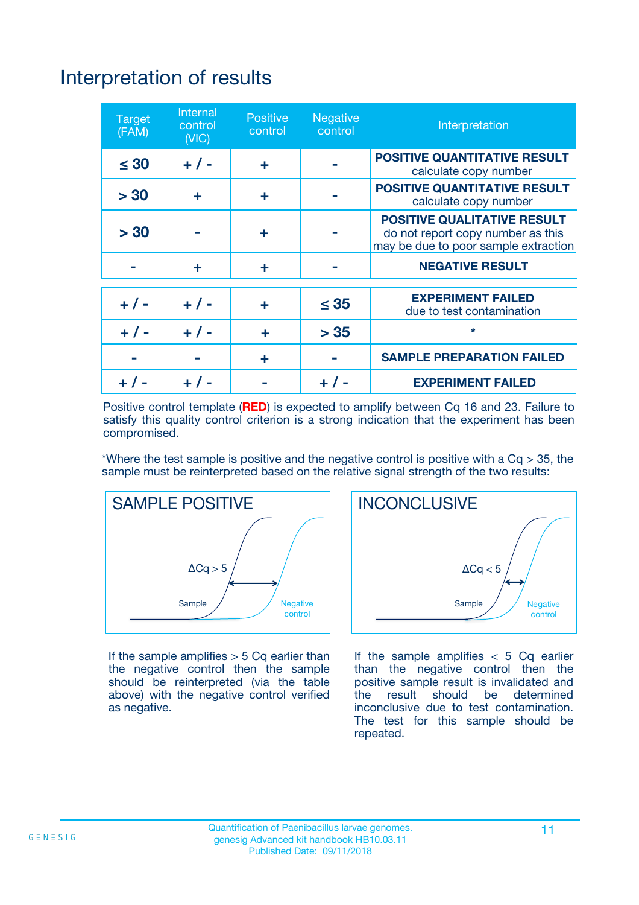# Interpretation of results

| Target (FAM) | Internal control (VIC) | Positive control | Negative control | Interpretation |
|---|---|---|---|---|
| ≤ 30 | + / - | + | - | **POSITIVE QUANTITATIVE RESULT** calculate copy number |
| > 30 | + | + | - | **POSITIVE QUANTITATIVE RESULT** calculate copy number |
| > 30 | - | + | - | **POSITIVE QUALITATIVE RESULT** do not report copy number as this may be due to poor sample extraction |
| - | + | + | - | **NEGATIVE RESULT** |
| + / - | + / - | + | ≤ 35 | **EXPERIMENT FAILED** due to test contamination |
| + / - | + / - | + | > 35 | * |
| - | - | + | - | **SAMPLE PREPARATION FAILED** |
| + / - | + / - | - | + / - | **EXPERIMENT FAILED** |

Positive control template (**RED**) is expected to amplify between Cq 16 and 23. Failure to satisfy this quality control criterion is a strong indication that the experiment has been compromised.

*Where the test sample is positive and the negative control is positive with a Cq > 35, the sample must be reinterpreted based on the relative signal strength of the two results:

**SAMPLE POSITIVE**

ΔCq > 5

Sample — Negative control

If the sample amplifies > 5 Cq earlier than the negative control then the sample should be reinterpreted (via the table above) with the negative control verified as negative.

**INCONCLUSIVE**

ΔCq < 5

Sample — Negative control

If the sample amplifies < 5 Cq earlier than the negative control then the positive sample result is invalidated and the result should be determined inconclusive due to test contamination. The test for this sample should be repeated.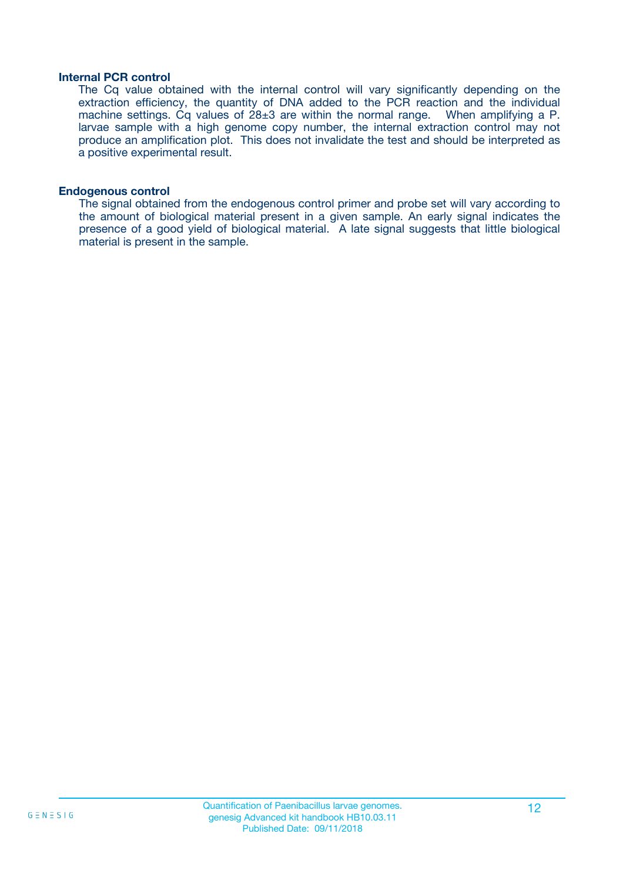### Internal PCR control

The Cq value obtained with the internal control will vary significantly depending on the extraction efficiency, the quantity of DNA added to the PCR reaction and the individual machine settings. Cq values of 28±3 are within the normal range. When amplifying a P. larvae sample with a high genome copy number, the internal extraction control may not produce an amplification plot. This does not invalidate the test and should be interpreted as a positive experimental result.

### Endogenous control

The signal obtained from the endogenous control primer and probe set will vary according to the amount of biological material present in a given sample. An early signal indicates the presence of a good yield of biological material. A late signal suggests that little biological material is present in the sample.